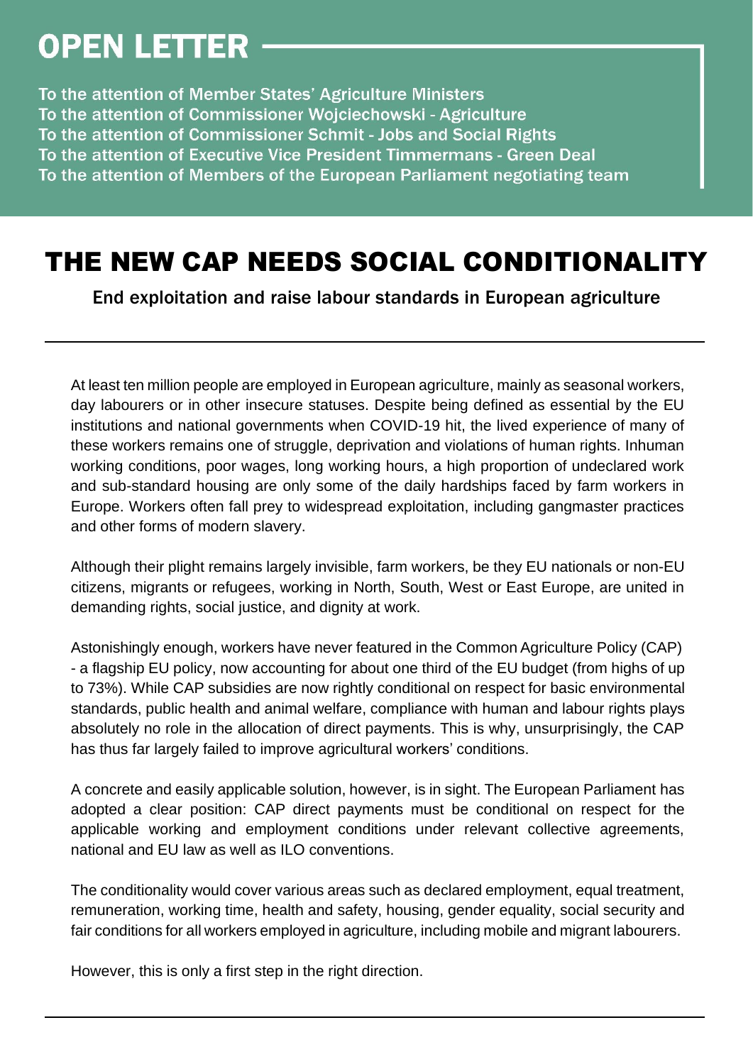# OPEN LETTER

To the attention of Member States' Agriculture Ministers
To the attention of Commissioner Wojciechowski - Agriculture
To the attention of Commissioner Schmit - Jobs and Social Rights
To the attention of Executive Vice President Timmermans - Green Deal
To the attention of Members of the European Parliament negotiating team

# THE NEW CAP NEEDS SOCIAL CONDITIONALITY

## End exploitation and raise labour standards in European agriculture

At least ten million people are employed in European agriculture, mainly as seasonal workers, day labourers or in other insecure statuses. Despite being defined as essential by the EU institutions and national governments when COVID-19 hit, the lived experience of many of these workers remains one of struggle, deprivation and violations of human rights. Inhuman working conditions, poor wages, long working hours, a high proportion of undeclared work and sub-standard housing are only some of the daily hardships faced by farm workers in Europe. Workers often fall prey to widespread exploitation, including gangmaster practices and other forms of modern slavery.

Although their plight remains largely invisible, farm workers, be they EU nationals or non-EU citizens, migrants or refugees, working in North, South, West or East Europe, are united in demanding rights, social justice, and dignity at work.

Astonishingly enough, workers have never featured in the Common Agriculture Policy (CAP) - a flagship EU policy, now accounting for about one third of the EU budget (from highs of up to 73%). While CAP subsidies are now rightly conditional on respect for basic environmental standards, public health and animal welfare, compliance with human and labour rights plays absolutely no role in the allocation of direct payments. This is why, unsurprisingly, the CAP has thus far largely failed to improve agricultural workers' conditions.

A concrete and easily applicable solution, however, is in sight. The European Parliament has adopted a clear position: CAP direct payments must be conditional on respect for the applicable working and employment conditions under relevant collective agreements, national and EU law as well as ILO conventions.

The conditionality would cover various areas such as declared employment, equal treatment, remuneration, working time, health and safety, housing, gender equality, social security and fair conditions for all workers employed in agriculture, including mobile and migrant labourers.

However, this is only a first step in the right direction.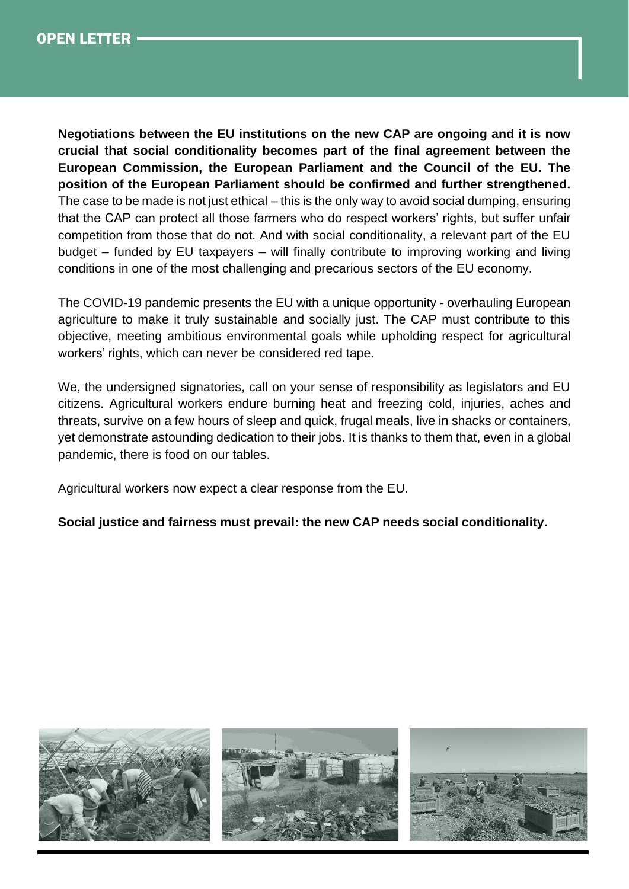OPEN LETTER

**Negotiations between the EU institutions on the new CAP are ongoing and it is now crucial that social conditionality becomes part of the final agreement between the European Commission, the European Parliament and the Council of the EU. The position of the European Parliament should be confirmed and further strengthened.** The case to be made is not just ethical – this is the only way to avoid social dumping, ensuring that the CAP can protect all those farmers who do respect workers' rights, but suffer unfair competition from those that do not. And with social conditionality, a relevant part of the EU budget – funded by EU taxpayers – will finally contribute to improving working and living conditions in one of the most challenging and precarious sectors of the EU economy.

The COVID-19 pandemic presents the EU with a unique opportunity - overhauling European agriculture to make it truly sustainable and socially just. The CAP must contribute to this objective, meeting ambitious environmental goals while upholding respect for agricultural workers' rights, which can never be considered red tape.

We, the undersigned signatories, call on your sense of responsibility as legislators and EU citizens. Agricultural workers endure burning heat and freezing cold, injuries, aches and threats, survive on a few hours of sleep and quick, frugal meals, live in shacks or containers, yet demonstrate astounding dedication to their jobs. It is thanks to them that, even in a global pandemic, there is food on our tables.

Agricultural workers now expect a clear response from the EU.

**Social justice and fairness must prevail: the new CAP needs social conditionality.**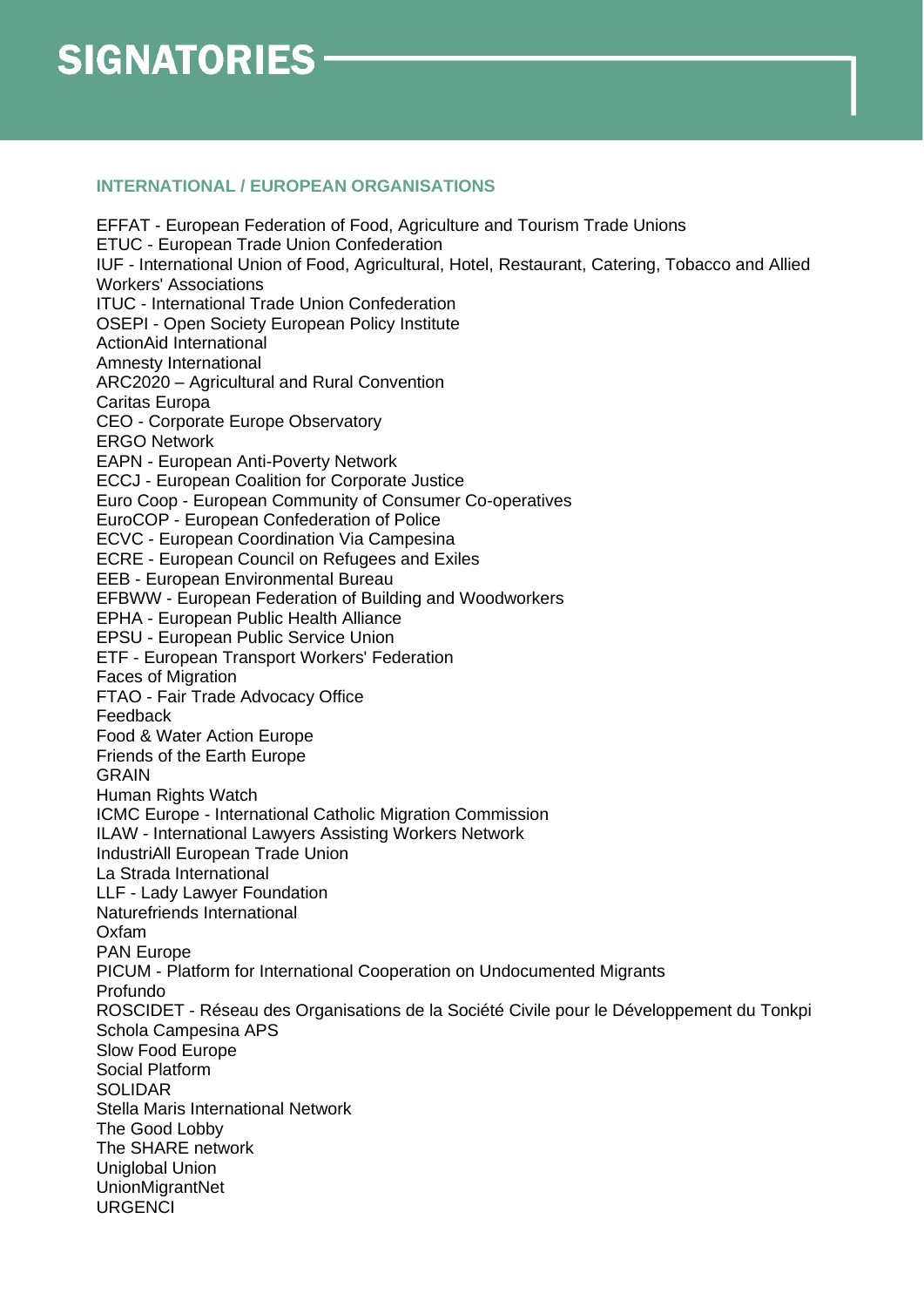# SIGNATORIES

### INTERNATIONAL / EUROPEAN ORGANISATIONS

EFFAT - European Federation of Food, Agriculture and Tourism Trade Unions
ETUC - European Trade Union Confederation
IUF - International Union of Food, Agricultural, Hotel, Restaurant, Catering, Tobacco and Allied Workers' Associations
ITUC - International Trade Union Confederation
OSEPI - Open Society European Policy Institute
ActionAid International
Amnesty International
ARC2020 – Agricultural and Rural Convention
Caritas Europa
CEO - Corporate Europe Observatory
ERGO Network
EAPN - European Anti-Poverty Network
ECCJ - European Coalition for Corporate Justice
Euro Coop - European Community of Consumer Co-operatives
EuroCOP - European Confederation of Police
ECVC - European Coordination Via Campesina
ECRE - European Council on Refugees and Exiles
EEB - European Environmental Bureau
EFBWW - European Federation of Building and Woodworkers
EPHA - European Public Health Alliance
EPSU - European Public Service Union
ETF - European Transport Workers' Federation
Faces of Migration
FTAO - Fair Trade Advocacy Office
Feedback
Food & Water Action Europe
Friends of the Earth Europe
GRAIN
Human Rights Watch
ICMC Europe - International Catholic Migration Commission
ILAW - International Lawyers Assisting Workers Network
IndustriAll European Trade Union
La Strada International
LLF - Lady Lawyer Foundation
Naturefriends International
Oxfam
PAN Europe
PICUM - Platform for International Cooperation on Undocumented Migrants
Profundo
ROSCIDET - Réseau des Organisations de la Société Civile pour le Développement du Tonkpi
Schola Campesina APS
Slow Food Europe
Social Platform
SOLIDAR
Stella Maris International Network
The Good Lobby
The SHARE network
Uniglobal Union
UnionMigrantNet
URGENCI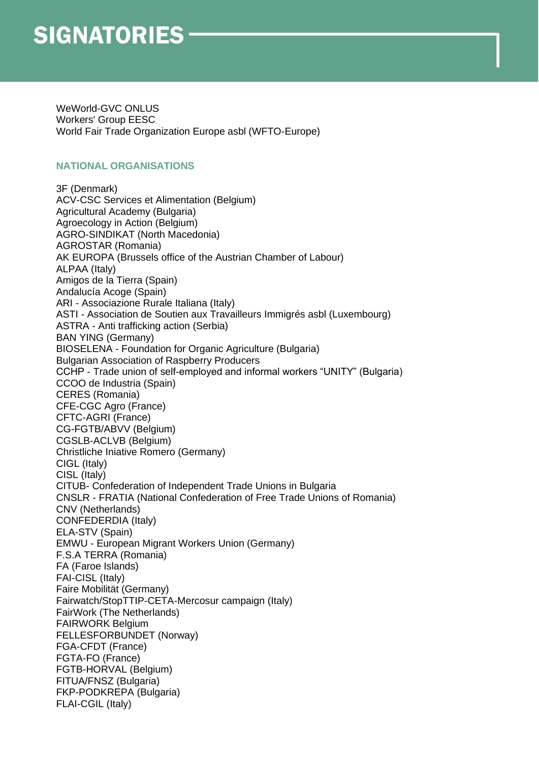# SIGNATORIES

WeWorld-GVC ONLUS
Workers' Group EESC
World Fair Trade Organization Europe asbl (WFTO-Europe)

### NATIONAL ORGANISATIONS

3F (Denmark)
ACV-CSC Services et Alimentation (Belgium)
Agricultural Academy (Bulgaria)
Agroecology in Action (Belgium)
AGRO-SINDIKAT (North Macedonia)
AGROSTAR (Romania)
AK EUROPA (Brussels office of the Austrian Chamber of Labour)
ALPAA (Italy)
Amigos de la Tierra (Spain)
Andalucía Acoge (Spain)
ARI - Associazione Rurale Italiana (Italy)
ASTI - Association de Soutien aux Travailleurs Immigrés asbl (Luxembourg)
ASTRA - Anti trafficking action (Serbia)
BAN YING (Germany)
BIOSELENA - Foundation for Organic Agriculture (Bulgaria)
Bulgarian Association of Raspberry Producers
CCHP - Trade union of self-employed and informal workers "UNITY" (Bulgaria)
CCOO de Industria (Spain)
CERES (Romania)
CFE-CGC Agro (France)
CFTC-AGRI (France)
CG-FGTB/ABVV (Belgium)
CGSLB-ACLVB (Belgium)
Christliche Iniative Romero (Germany)
CIGL (Italy)
CISL (Italy)
CITUB- Confederation of Independent Trade Unions in Bulgaria
CNSLR - FRATIA (National Confederation of Free Trade Unions of Romania)
CNV (Netherlands)
CONFEDERDIA (Italy)
ELA-STV (Spain)
EMWU - European Migrant Workers Union (Germany)
F.S.A TERRA (Romania)
FA (Faroe Islands)
FAI-CISL (Italy)
Faire Mobilität (Germany)
Fairwatch/StopTTIP-CETA-Mercosur campaign (Italy)
FairWork (The Netherlands)
FAIRWORK Belgium
FELLESFORBUNDET (Norway)
FGA-CFDT (France)
FGTA-FO (France)
FGTB-HORVAL (Belgium)
FITUA/FNSZ (Bulgaria)
FKP-PODKREPA (Bulgaria)
FLAI-CGIL (Italy)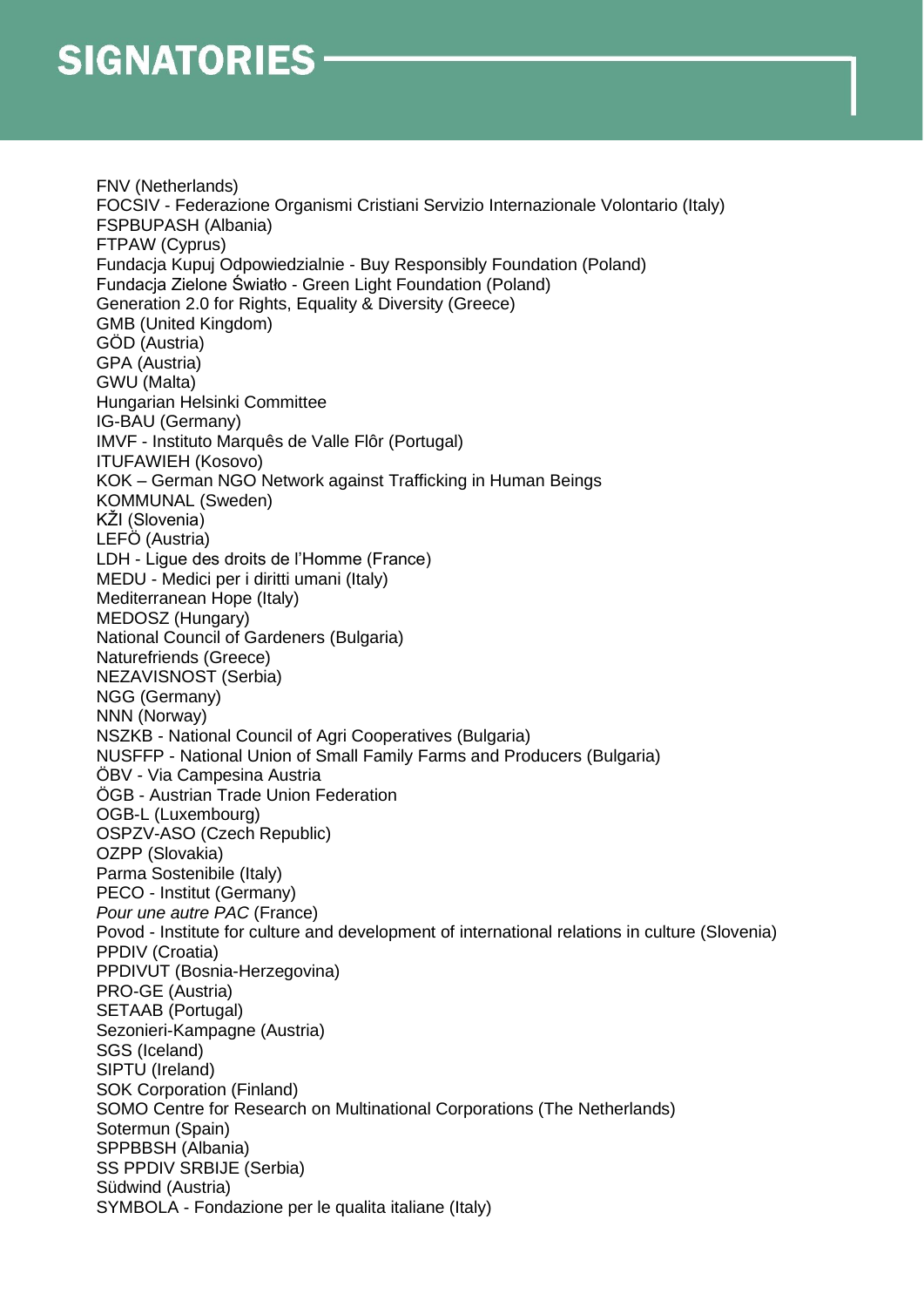# SIGNATORIES

FNV (Netherlands)
FOCSIV - Federazione Organismi Cristiani Servizio Internazionale Volontario (Italy)
FSPBUPASH (Albania)
FTPAW (Cyprus)
Fundacja Kupuj Odpowiedzialnie - Buy Responsibly Foundation (Poland)
Fundacja Zielone Światło - Green Light Foundation (Poland)
Generation 2.0 for Rights, Equality & Diversity (Greece)
GMB (United Kingdom)
GÖD (Austria)
GPA (Austria)
GWU (Malta)
Hungarian Helsinki Committee
IG-BAU (Germany)
IMVF - Instituto Marquês de Valle Flôr (Portugal)
ITUFAWIEH (Kosovo)
KOK – German NGO Network against Trafficking in Human Beings
KOMMUNAL (Sweden)
KŽI (Slovenia)
LEFÖ (Austria)
LDH - Ligue des droits de l'Homme (France)
MEDU - Medici per i diritti umani (Italy)
Mediterranean Hope (Italy)
MEDOSZ (Hungary)
National Council of Gardeners (Bulgaria)
Naturefriends (Greece)
NEZAVISNOST (Serbia)
NGG (Germany)
NNN (Norway)
NSZKB - National Council of Agri Cooperatives (Bulgaria)
NUSFFP - National Union of Small Family Farms and Producers (Bulgaria)
ÖBV - Via Campesina Austria
ÖGB - Austrian Trade Union Federation
OGB-L (Luxembourg)
OSPZV-ASO (Czech Republic)
OZPP (Slovakia)
Parma Sostenibile (Italy)
PECO - Institut (Germany)
*Pour une autre PAC* (France)
Povod - Institute for culture and development of international relations in culture (Slovenia)
PPDIV (Croatia)
PPDIVUT (Bosnia-Herzegovina)
PRO-GE (Austria)
SETAAB (Portugal)
Sezonieri-Kampagne (Austria)
SGS (Iceland)
SIPTU (Ireland)
SOK Corporation (Finland)
SOMO Centre for Research on Multinational Corporations (The Netherlands)
Sotermun (Spain)
SPPBBSH (Albania)
SS PPDIV SRBIJE (Serbia)
Südwind (Austria)
SYMBOLA - Fondazione per le qualita italiane (Italy)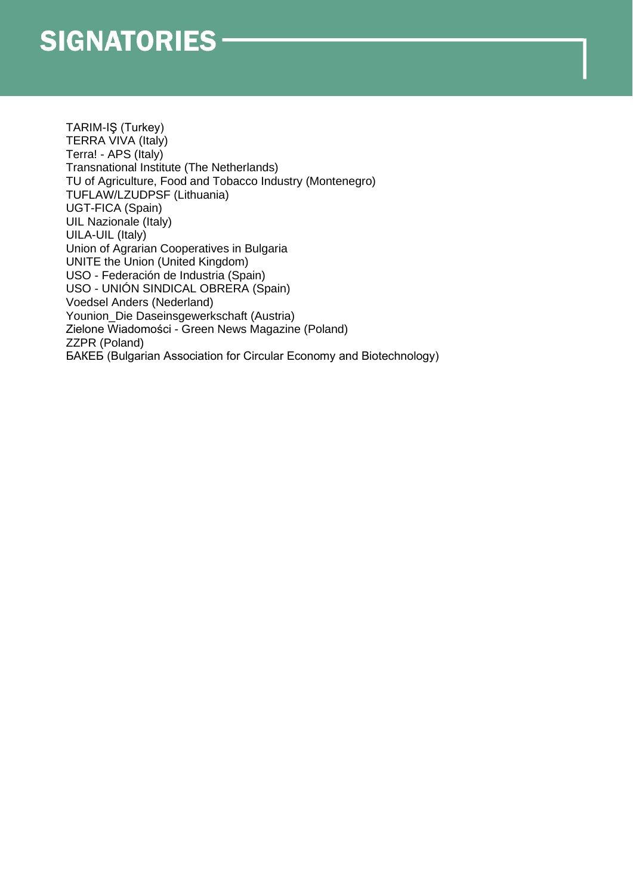# SIGNATORIES

TARIM-İŞ (Turkey)
TERRA VIVA (Italy)
Terra! - APS (Italy)
Transnational Institute (The Netherlands)
TU of Agriculture, Food and Tobacco Industry (Montenegro)
TUFLAW/LZUDPSF (Lithuania)
UGT-FICA (Spain)
UIL Nazionale (Italy)
UILA-UIL (Italy)
Union of Agrarian Cooperatives in Bulgaria
UNITE the Union (United Kingdom)
USO - Federación de Industria (Spain)
USO - UNIÓN SINDICAL OBRERA (Spain)
Voedsel Anders (Nederland)
Younion_Die Daseinsgewerkschaft (Austria)
Zielone Wiadomości - Green News Magazine (Poland)
ZZPR (Poland)
БАКЕБ (Bulgarian Association for Circular Economy and Biotechnology)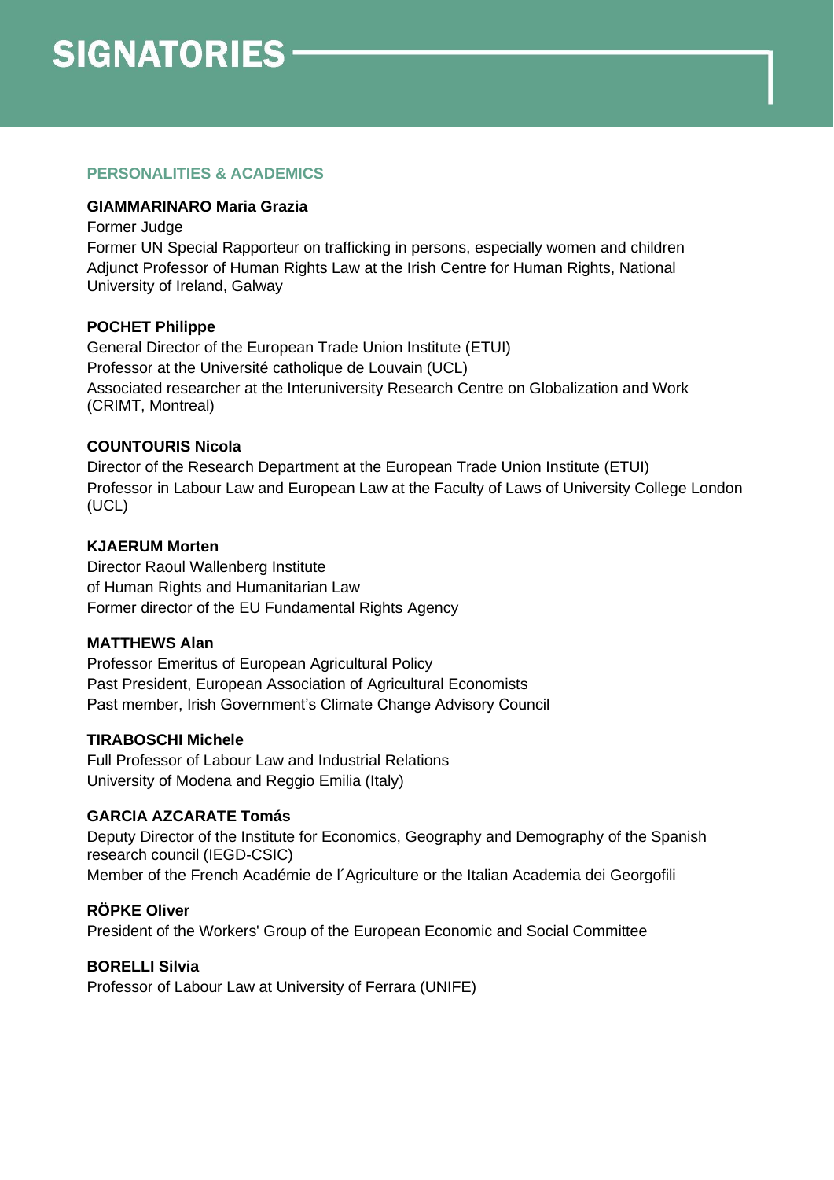# SIGNATORIES

## PERSONALITIES & ACADEMICS

**GIAMMARINARO Maria Grazia**
Former Judge
Former UN Special Rapporteur on trafficking in persons, especially women and children
Adjunct Professor of Human Rights Law at the Irish Centre for Human Rights, National University of Ireland, Galway

**POCHET Philippe**
General Director of the European Trade Union Institute (ETUI)
Professor at the Université catholique de Louvain (UCL)
Associated researcher at the Interuniversity Research Centre on Globalization and Work (CRIMT, Montreal)

**COUNTOURIS Nicola**
Director of the Research Department at the European Trade Union Institute (ETUI)
Professor in Labour Law and European Law at the Faculty of Laws of University College London (UCL)

**KJAERUM Morten**
Director Raoul Wallenberg Institute
of Human Rights and Humanitarian Law
Former director of the EU Fundamental Rights Agency

**MATTHEWS Alan**
Professor Emeritus of European Agricultural Policy
Past President, European Association of Agricultural Economists
Past member, Irish Government's Climate Change Advisory Council

**TIRABOSCHI Michele**
Full Professor of Labour Law and Industrial Relations
University of Modena and Reggio Emilia (Italy)

**GARCIA AZCARATE Tomás**
Deputy Director of the Institute for Economics, Geography and Demography of the Spanish research council (IEGD-CSIC)
Member of the French Académie de l´Agriculture or the Italian Academia dei Georgofili

**RÖPKE Oliver**
President of the Workers' Group of the European Economic and Social Committee

**BORELLI Silvia**
Professor of Labour Law at University of Ferrara (UNIFE)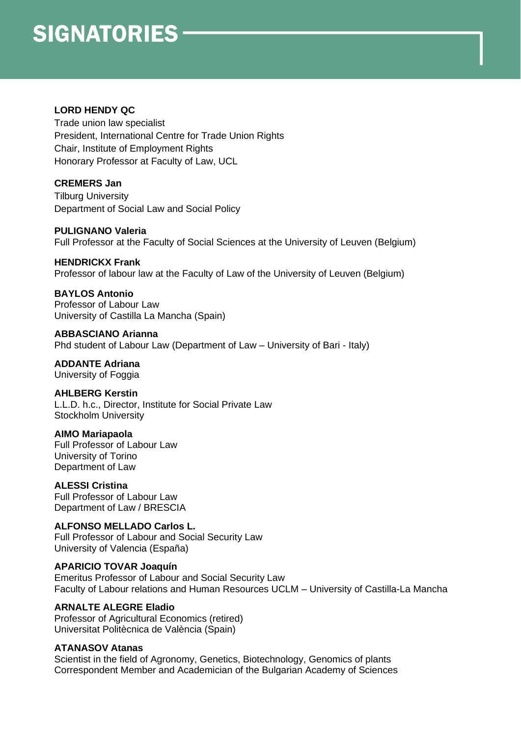# SIGNATORIES

**LORD HENDY QC**
Trade union law specialist
President, International Centre for Trade Union Rights
Chair, Institute of Employment Rights
Honorary Professor at Faculty of Law, UCL

**CREMERS Jan**
Tilburg University
Department of Social Law and Social Policy

**PULIGNANO Valeria**
Full Professor at the Faculty of Social Sciences at the University of Leuven (Belgium)

**HENDRICKX Frank**
Professor of labour law at the Faculty of Law of the University of Leuven (Belgium)

**BAYLOS Antonio**
Professor of Labour Law
University of Castilla La Mancha (Spain)

**ABBASCIANO Arianna**
Phd student of Labour Law (Department of Law – University of Bari - Italy)

**ADDANTE Adriana**
University of Foggia

**AHLBERG Kerstin**
L.L.D. h.c., Director, Institute for Social Private Law
Stockholm University

**AIMO Mariapaola**
Full Professor of Labour Law
University of Torino
Department of Law

**ALESSI Cristina**
Full Professor of Labour Law
Department of Law / BRESCIA

**ALFONSO MELLADO Carlos L.**
Full Professor of Labour and Social Security Law
University of Valencia (España)

**APARICIO TOVAR Joaquín**
Emeritus Professor of Labour and Social Security Law
Faculty of Labour relations and Human Resources UCLM – University of Castilla-La Mancha

**ARNALTE ALEGRE Eladio**
Professor of Agricultural Economics (retired)
Universitat Politècnica de València (Spain)

**ATANASOV Atanas**
Scientist in the field of Agronomy, Genetics, Biotechnology, Genomics of plants
Correspondent Member and Academician of the Bulgarian Academy of Sciences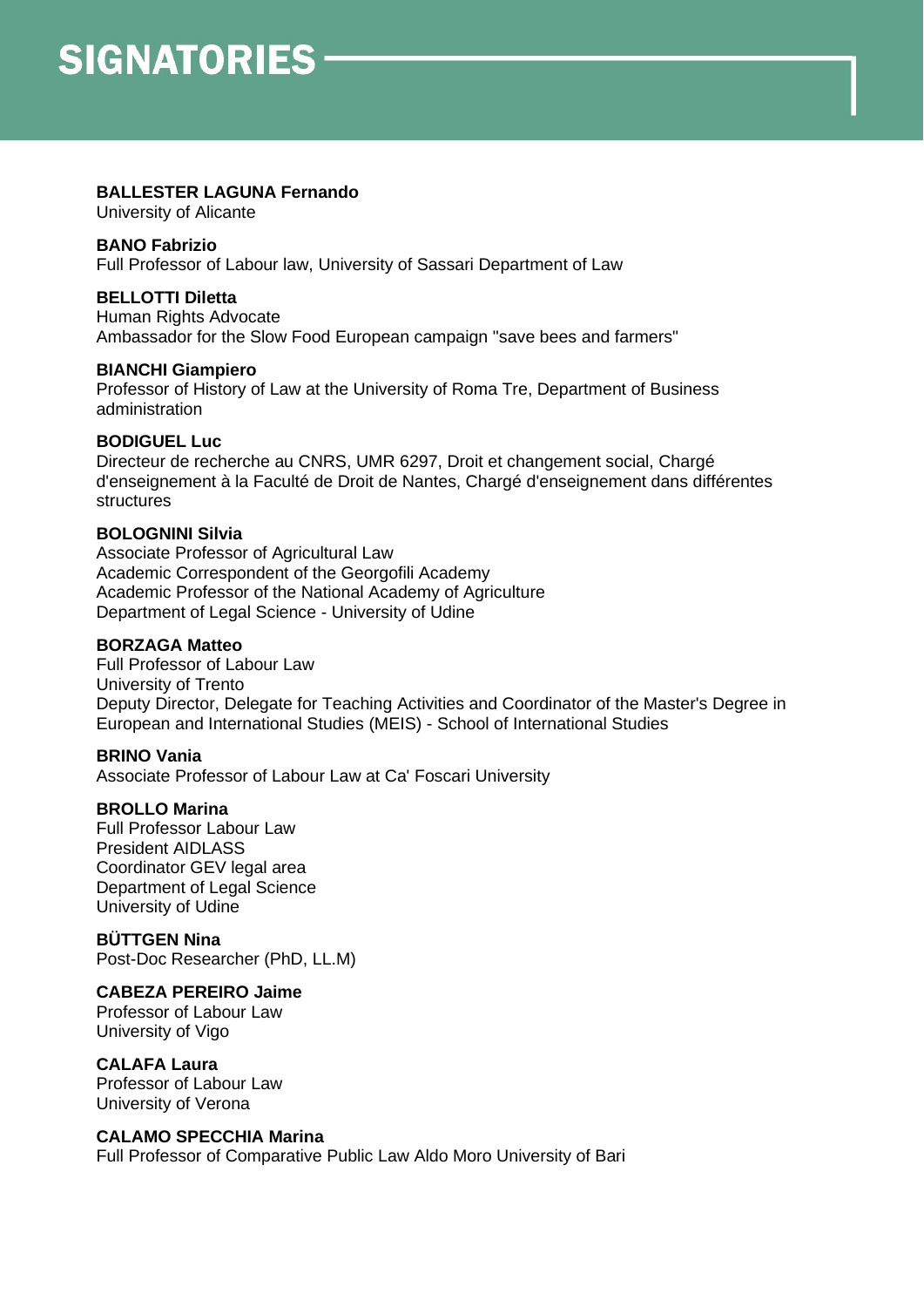# SIGNATORIES

**BALLESTER LAGUNA Fernando**
University of Alicante

**BANO Fabrizio**
Full Professor of Labour law, University of Sassari Department of Law

**BELLOTTI Diletta**
Human Rights Advocate
Ambassador for the Slow Food European campaign "save bees and farmers"

**BIANCHI Giampiero**
Professor of History of Law at the University of Roma Tre, Department of Business administration

**BODIGUEL Luc**
Directeur de recherche au CNRS, UMR 6297, Droit et changement social, Chargé d'enseignement à la Faculté de Droit de Nantes, Chargé d'enseignement dans différentes structures

**BOLOGNINI Silvia**
Associate Professor of Agricultural Law
Academic Correspondent of the Georgofili Academy
Academic Professor of the National Academy of Agriculture
Department of Legal Science - University of Udine

**BORZAGA Matteo**
Full Professor of Labour Law
University of Trento
Deputy Director, Delegate for Teaching Activities and Coordinator of the Master's Degree in European and International Studies (MEIS) - School of International Studies

**BRINO Vania**
Associate Professor of Labour Law at Ca' Foscari University

**BROLLO Marina**
Full Professor Labour Law
President AIDLASS
Coordinator GEV legal area
Department of Legal Science
University of Udine

**BÜTTGEN Nina**
Post-Doc Researcher (PhD, LL.M)

**CABEZA PEREIRO Jaime**
Professor of Labour Law
University of Vigo

**CALAFA Laura**
Professor of Labour Law
University of Verona

**CALAMO SPECCHIA Marina**
Full Professor of Comparative Public Law Aldo Moro University of Bari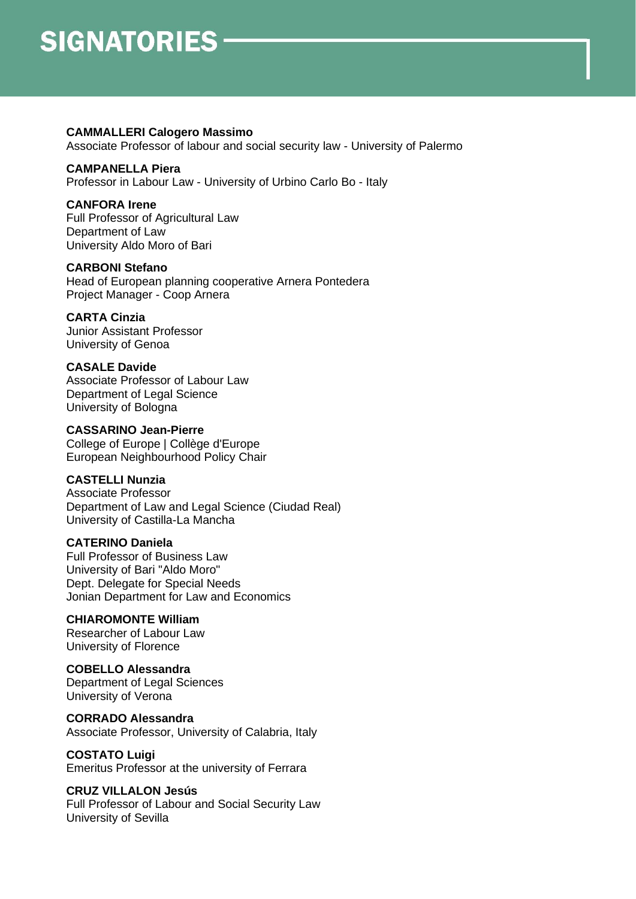# SIGNATORIES

**CAMMALLERI Calogero Massimo**
Associate Professor of labour and social security law - University of Palermo

**CAMPANELLA Piera**
Professor in Labour Law - University of Urbino Carlo Bo - Italy

**CANFORA Irene**
Full Professor of Agricultural Law
Department of Law
University Aldo Moro of Bari

**CARBONI Stefano**
Head of European planning cooperative Arnera Pontedera
Project Manager - Coop Arnera

**CARTA Cinzia**
Junior Assistant Professor
University of Genoa

**CASALE Davide**
Associate Professor of Labour Law
Department of Legal Science
University of Bologna

**CASSARINO Jean-Pierre**
College of Europe | Collège d'Europe
European Neighbourhood Policy Chair

**CASTELLI Nunzia**
Associate Professor
Department of Law and Legal Science (Ciudad Real)
University of Castilla-La Mancha

**CATERINO Daniela**
Full Professor of Business Law
University of Bari "Aldo Moro"
Dept. Delegate for Special Needs
Jonian Department for Law and Economics

**CHIAROMONTE William**
Researcher of Labour Law
University of Florence

**COBELLO Alessandra**
Department of Legal Sciences
University of Verona

**CORRADO Alessandra**
Associate Professor, University of Calabria, Italy

**COSTATO Luigi**
Emeritus Professor at the university of Ferrara

**CRUZ VILLALON Jesús**
Full Professor of Labour and Social Security Law
University of Sevilla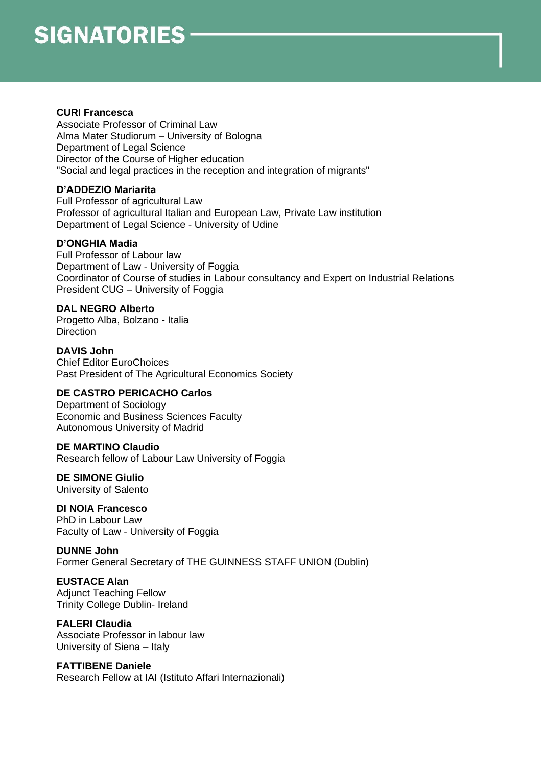# SIGNATORIES

**CURI Francesca**
Associate Professor of Criminal Law
Alma Mater Studiorum – University of Bologna
Department of Legal Science
Director of the Course of Higher education
"Social and legal practices in the reception and integration of migrants"

**D'ADDEZIO Mariarita**
Full Professor of agricultural Law
Professor of agricultural Italian and European Law, Private Law institution
Department of Legal Science - University of Udine

**D'ONGHIA Madia**
Full Professor of Labour law
Department of Law - University of Foggia
Coordinator of Course of studies in Labour consultancy and Expert on Industrial Relations
President CUG – University of Foggia

**DAL NEGRO Alberto**
Progetto Alba, Bolzano - Italia
Direction

**DAVIS John**
Chief Editor EuroChoices
Past President of The Agricultural Economics Society

**DE CASTRO PERICACHO Carlos**
Department of Sociology
Economic and Business Sciences Faculty
Autonomous University of Madrid

**DE MARTINO Claudio**
Research fellow of Labour Law University of Foggia

**DE SIMONE Giulio**
University of Salento

**DI NOIA Francesco**
PhD in Labour Law
Faculty of Law - University of Foggia

**DUNNE John**
Former General Secretary of THE GUINNESS STAFF UNION (Dublin)

**EUSTACE Alan**
Adjunct Teaching Fellow
Trinity College Dublin- Ireland

**FALERI Claudia**
Associate Professor in labour law
University of Siena – Italy

**FATTIBENE Daniele**
Research Fellow at IAI (Istituto Affari Internazionali)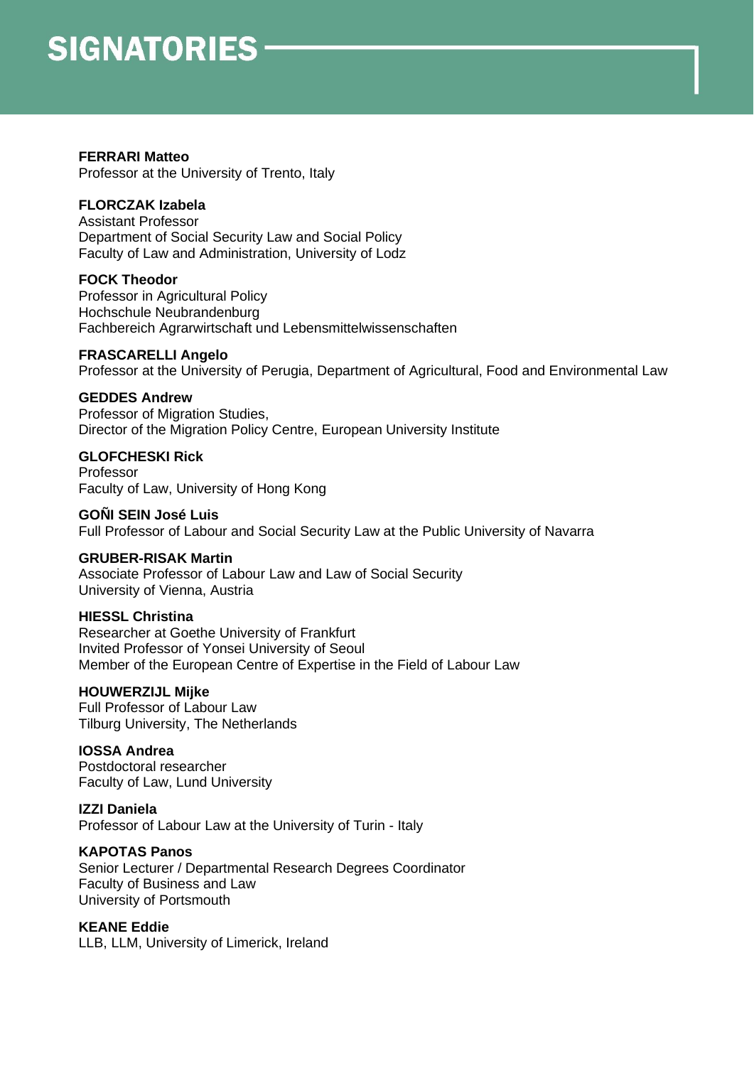# SIGNATORIES

**FERRARI Matteo**
Professor at the University of Trento, Italy

**FLORCZAK Izabela**
Assistant Professor
Department of Social Security Law and Social Policy
Faculty of Law and Administration, University of Lodz

**FOCK Theodor**
Professor in Agricultural Policy
Hochschule Neubrandenburg
Fachbereich Agrarwirtschaft und Lebensmittelwissenschaften

**FRASCARELLI Angelo**
Professor at the University of Perugia, Department of Agricultural, Food and Environmental Law

**GEDDES Andrew**
Professor of Migration Studies,
Director of the Migration Policy Centre, European University Institute

**GLOFCHESKI Rick**
Professor
Faculty of Law, University of Hong Kong

**GOÑI SEIN José Luis**
Full Professor of Labour and Social Security Law at the Public University of Navarra

**GRUBER-RISAK Martin**
Associate Professor of Labour Law and Law of Social Security
University of Vienna, Austria

**HIESSL Christina**
Researcher at Goethe University of Frankfurt
Invited Professor of Yonsei University of Seoul
Member of the European Centre of Expertise in the Field of Labour Law

**HOUWERZIJL Mijke**
Full Professor of Labour Law
Tilburg University, The Netherlands

**IOSSA Andrea**
Postdoctoral researcher
Faculty of Law, Lund University

**IZZI Daniela**
Professor of Labour Law at the University of Turin - Italy

**KAPOTAS Panos**
Senior Lecturer / Departmental Research Degrees Coordinator
Faculty of Business and Law
University of Portsmouth

**KEANE Eddie**
LLB, LLM, University of Limerick, Ireland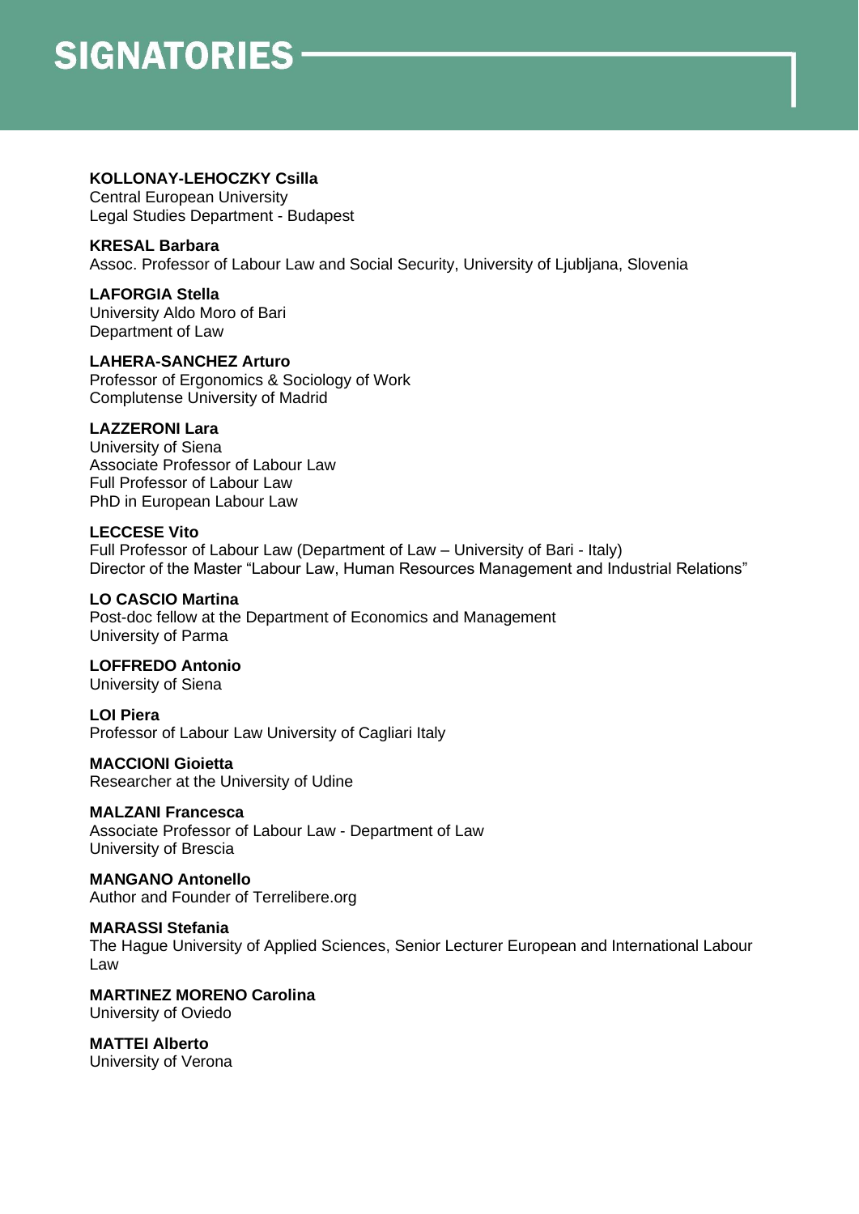# SIGNATORIES

**KOLLONAY-LEHOCZKY Csilla**
Central European University
Legal Studies Department - Budapest

**KRESAL Barbara**
Assoc. Professor of Labour Law and Social Security, University of Ljubljana, Slovenia

**LAFORGIA Stella**
University Aldo Moro of Bari
Department of Law

**LAHERA-SANCHEZ Arturo**
Professor of Ergonomics & Sociology of Work
Complutense University of Madrid

**LAZZERONI Lara**
University of Siena
Associate Professor of Labour Law
Full Professor of Labour Law
PhD in European Labour Law

**LECCESE Vito**
Full Professor of Labour Law (Department of Law – University of Bari - Italy)
Director of the Master "Labour Law, Human Resources Management and Industrial Relations"

**LO CASCIO Martina**
Post-doc fellow at the Department of Economics and Management
University of Parma

**LOFFREDO Antonio**
University of Siena

**LOI Piera**
Professor of Labour Law University of Cagliari Italy

**MACCIONI Gioietta**
Researcher at the University of Udine

**MALZANI Francesca**
Associate Professor of Labour Law - Department of Law
University of Brescia

**MANGANO Antonello**
Author and Founder of Terrelibere.org

**MARASSI Stefania**
The Hague University of Applied Sciences, Senior Lecturer European and International Labour Law

**MARTINEZ MORENO Carolina**
University of Oviedo

**MATTEI Alberto**
University of Verona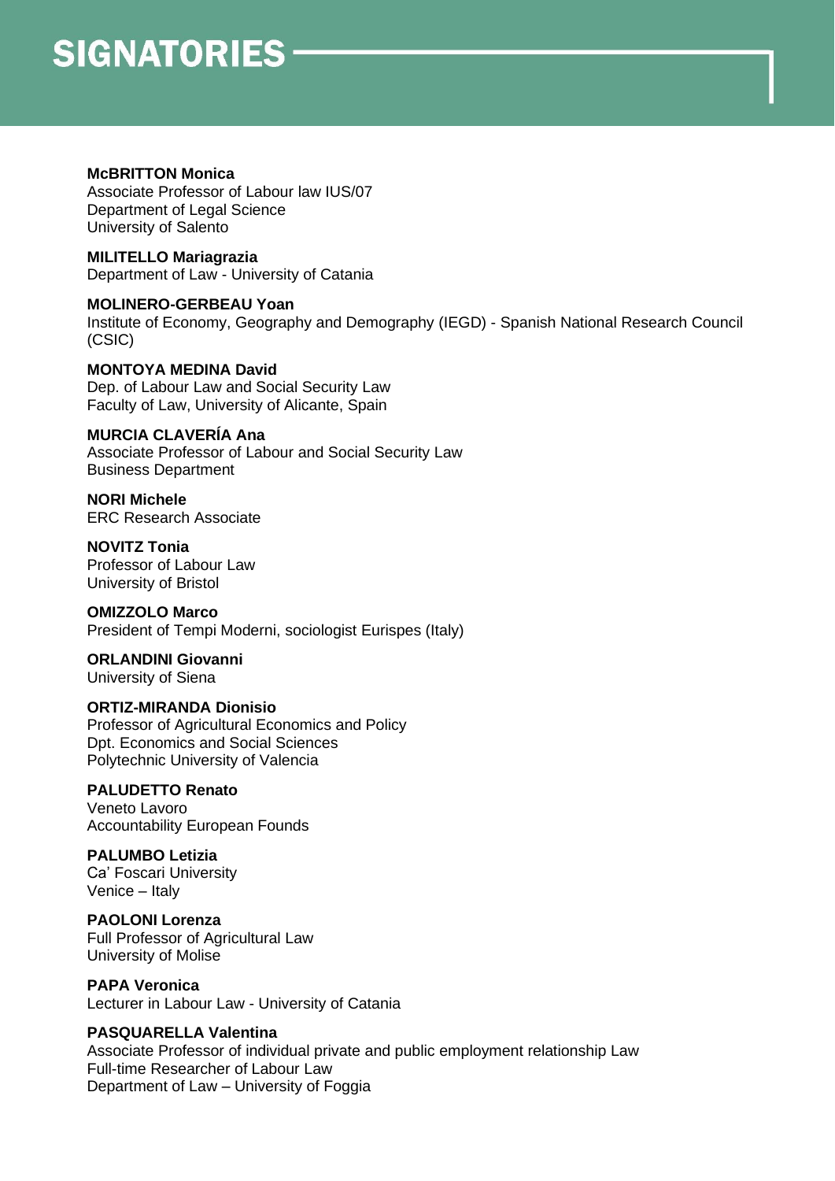# SIGNATORIES

**McBRITTON Monica**
Associate Professor of Labour law IUS/07
Department of Legal Science
University of Salento

**MILITELLO Mariagrazia**
Department of Law - University of Catania

**MOLINERO-GERBEAU Yoan**
Institute of Economy, Geography and Demography (IEGD) - Spanish National Research Council (CSIC)

**MONTOYA MEDINA David**
Dep. of Labour Law and Social Security Law
Faculty of Law, University of Alicante, Spain

**MURCIA CLAVERÍA Ana**
Associate Professor of Labour and Social Security Law
Business Department

**NORI Michele**
ERC Research Associate

**NOVITZ Tonia**
Professor of Labour Law
University of Bristol

**OMIZZOLO Marco**
President of Tempi Moderni, sociologist Eurispes (Italy)

**ORLANDINI Giovanni**
University of Siena

**ORTIZ-MIRANDA Dionisio**
Professor of Agricultural Economics and Policy
Dpt. Economics and Social Sciences
Polytechnic University of Valencia

**PALUDETTO Renato**
Veneto Lavoro
Accountability European Founds

**PALUMBO Letizia**
Ca' Foscari University
Venice – Italy

**PAOLONI Lorenza**
Full Professor of Agricultural Law
University of Molise

**PAPA Veronica**
Lecturer in Labour Law - University of Catania

**PASQUARELLA Valentina**
Associate Professor of individual private and public employment relationship Law
Full-time Researcher of Labour Law
Department of Law – University of Foggia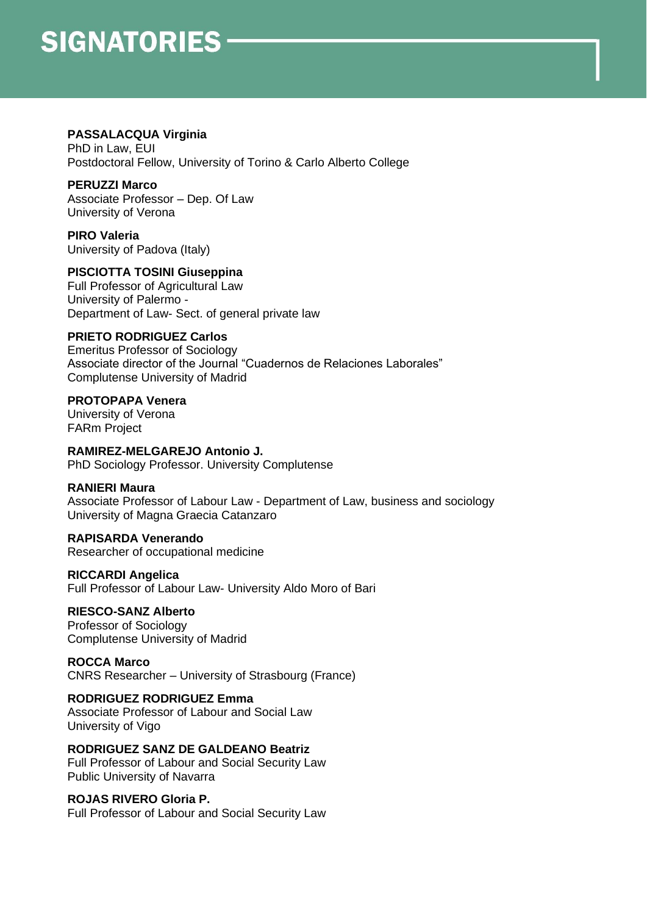# SIGNATORIES

**PASSALACQUA Virginia**
PhD in Law, EUI
Postdoctoral Fellow, University of Torino & Carlo Alberto College

**PERUZZI Marco**
Associate Professor – Dep. Of Law
University of Verona

**PIRO Valeria**
University of Padova (Italy)

**PISCIOTTA TOSINI Giuseppina**
Full Professor of Agricultural Law
University of Palermo -
Department of Law- Sect. of general private law

**PRIETO RODRIGUEZ Carlos**
Emeritus Professor of Sociology
Associate director of the Journal "Cuadernos de Relaciones Laborales"
Complutense University of Madrid

**PROTOPAPA Venera**
University of Verona
FARm Project

**RAMIREZ-MELGAREJO Antonio J.**
PhD Sociology Professor. University Complutense

**RANIERI Maura**
Associate Professor of Labour Law - Department of Law, business and sociology
University of Magna Graecia Catanzaro

**RAPISARDA Venerando**
Researcher of occupational medicine

**RICCARDI Angelica**
Full Professor of Labour Law- University Aldo Moro of Bari

**RIESCO-SANZ Alberto**
Professor of Sociology
Complutense University of Madrid

**ROCCA Marco**
CNRS Researcher – University of Strasbourg (France)

**RODRIGUEZ RODRIGUEZ Emma**
Associate Professor of Labour and Social Law
University of Vigo

**RODRIGUEZ SANZ DE GALDEANO Beatriz**
Full Professor of Labour and Social Security Law
Public University of Navarra

**ROJAS RIVERO Gloria P.**
Full Professor of Labour and Social Security Law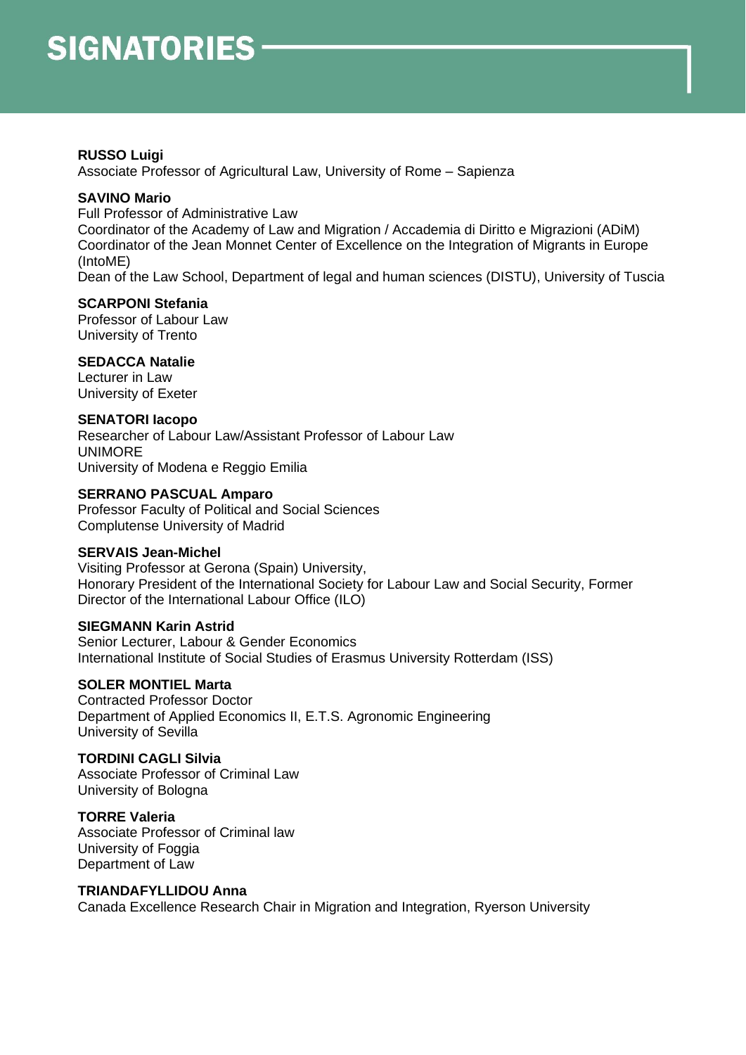# SIGNATORIES

**RUSSO Luigi**
Associate Professor of Agricultural Law, University of Rome – Sapienza

**SAVINO Mario**
Full Professor of Administrative Law
Coordinator of the Academy of Law and Migration / Accademia di Diritto e Migrazioni (ADiM)
Coordinator of the Jean Monnet Center of Excellence on the Integration of Migrants in Europe (IntoME)
Dean of the Law School, Department of legal and human sciences (DISTU), University of Tuscia

**SCARPONI Stefania**
Professor of Labour Law
University of Trento

**SEDACCA Natalie**
Lecturer in Law
University of Exeter

**SENATORI Iacopo**
Researcher of Labour Law/Assistant Professor of Labour Law
UNIMORE
University of Modena e Reggio Emilia

**SERRANO PASCUAL Amparo**
Professor Faculty of Political and Social Sciences
Complutense University of Madrid

**SERVAIS Jean-Michel**
Visiting Professor at Gerona (Spain) University,
Honorary President of the International Society for Labour Law and Social Security, Former Director of the International Labour Office (ILO)

**SIEGMANN Karin Astrid**
Senior Lecturer, Labour & Gender Economics
International Institute of Social Studies of Erasmus University Rotterdam (ISS)

**SOLER MONTIEL Marta**
Contracted Professor Doctor
Department of Applied Economics II, E.T.S. Agronomic Engineering
University of Sevilla

**TORDINI CAGLI Silvia**
Associate Professor of Criminal Law
University of Bologna

**TORRE Valeria**
Associate Professor of Criminal law
University of Foggia
Department of Law

**TRIANDAFYLLIDOU Anna**
Canada Excellence Research Chair in Migration and Integration, Ryerson University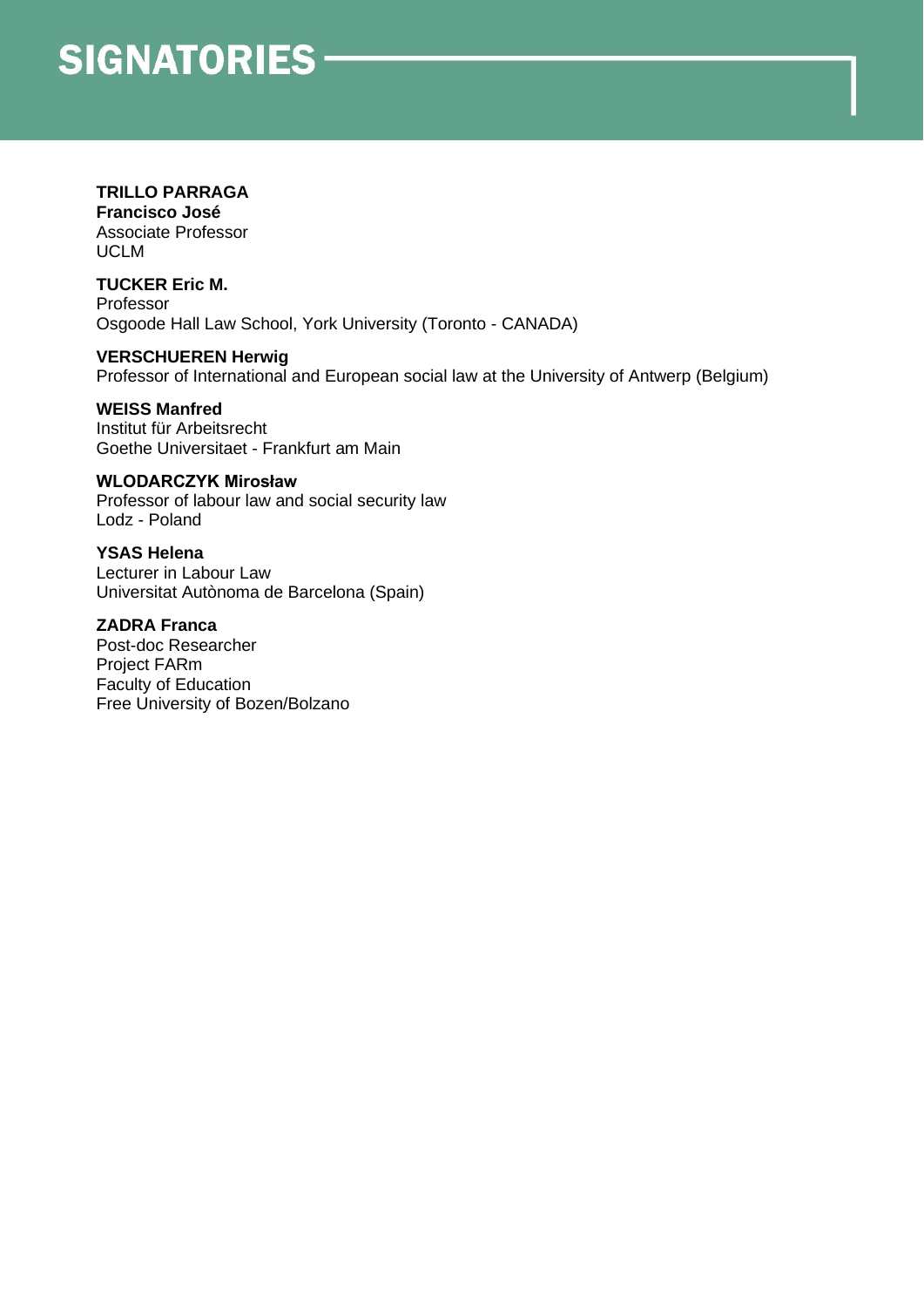# SIGNATORIES

**TRILLO PARRAGA Francisco José**
Associate Professor
UCLM

**TUCKER Eric M.**
Professor
Osgoode Hall Law School, York University (Toronto - CANADA)

**VERSCHUEREN Herwig**
Professor of International and European social law at the University of Antwerp (Belgium)

**WEISS Manfred**
Institut für Arbeitsrecht
Goethe Universitaet - Frankfurt am Main

**WLODARCZYK Mirosław**
Professor of labour law and social security law
Lodz - Poland

**YSAS Helena**
Lecturer in Labour Law
Universitat Autònoma de Barcelona (Spain)

**ZADRA Franca**
Post-doc Researcher
Project FARm
Faculty of Education
Free University of Bozen/Bolzano